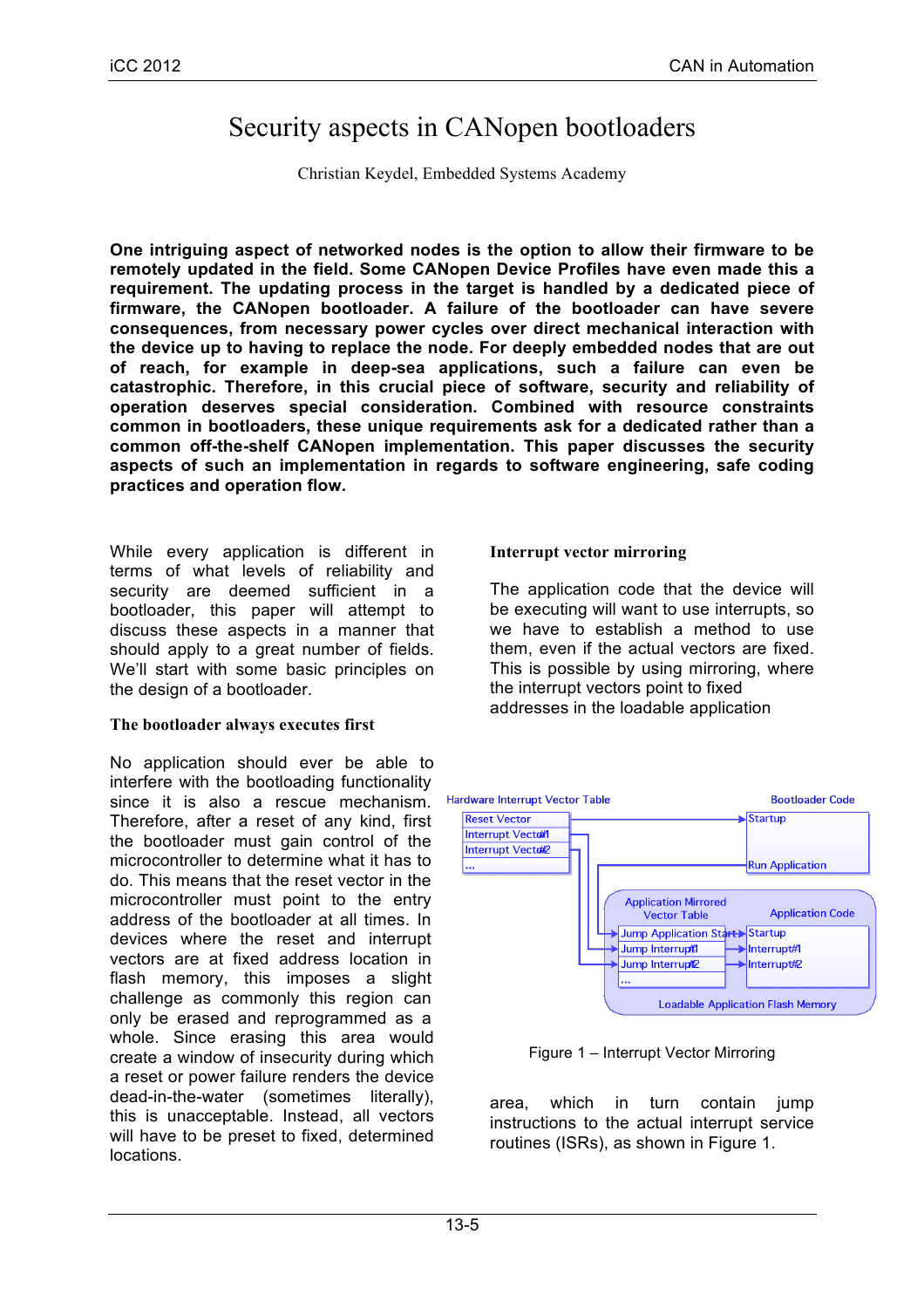# Security aspects in CANopen bootloaders

Christian Keydel, Embedded Systems Academy

**One intriguing aspect of networked nodes is the option to allow their firmware to be remotely updated in the field. Some CANopen Device Profiles have even made this a requirement. The updating process in the target is handled by a dedicated piece of firmware, the CANopen bootloader. A failure of the bootloader can have severe consequences, from necessary power cycles over direct mechanical interaction with the device up to having to replace the node. For deeply embedded nodes that are out of reach, for example in deep-sea applications, such a failure can even be catastrophic. Therefore, in this crucial piece of software, security and reliability of operation deserves special consideration. Combined with resource constraints common in bootloaders, these unique requirements ask for a dedicated rather than a common off-the-shelf CANopen implementation. This paper discusses the security aspects of such an implementation in regards to software engineering, safe coding practices and operation flow.**

While every application is different in terms of what levels of reliability and security are deemed sufficient in a bootloader, this paper will attempt to discuss these aspects in a manner that should apply to a great number of fields. We'll start with some basic principles on the design of a bootloader.

## The bootloader always executes first

No application should ever be able to interfere with the bootloading functionality since it is also a rescue mechanism. Therefore, after a reset of any kind, first the bootloader must gain control of the microcontroller to determine what it has to do. This means that the reset vector in the microcontroller must point to the entry address of the bootloader at all times. In devices where the reset and interrupt vectors are at fixed address location in flash memory, this imposes a slight challenge as commonly this region can only be erased and reprogrammed as a whole. Since erasing this area would create a window of insecurity during which a reset or power failure renders the device dead-in-the-water (sometimes literally), this is unacceptable. Instead, all vectors will have to be preset to fixed, determined locations.

## Interrupt vector mirroring

The application code that the device will be executing will want to use interrupts, so we have to establish a method to use them, even if the actual vectors are fixed. This is possible by using mirroring, where the interrupt vectors point to fixed addresses in the loadable application area, which in turn contain jump instructions to the actual interrupt service routines (ISRs), as shown in Figure 1.

Figure 1 – Interrupt Vector Mirroring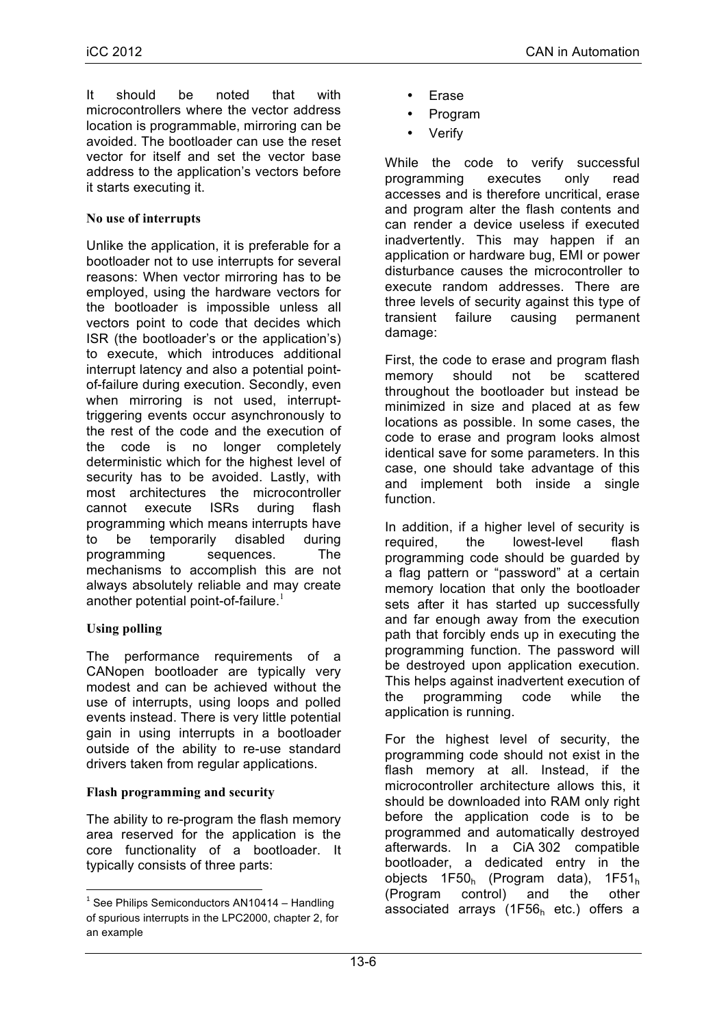It should be noted that with microcontrollers where the vector address location is programmable, mirroring can be avoided. The bootloader can use the reset vector for itself and set the vector base address to the application's vectors before it starts executing it.

### No use of interrupts

Unlike the application, it is preferable for a bootloader not to use interrupts for several reasons: When vector mirroring has to be employed, using the hardware vectors for the bootloader is impossible unless all vectors point to code that decides which ISR (the bootloader's or the application's) to execute, which introduces additional interrupt latency and also a potential point-of-failure during execution. Secondly, even when mirroring is not used, interrupt-triggering events occur asynchronously to the rest of the code and the execution of the code is no longer completely deterministic which for the highest level of security has to be avoided. Lastly, with most architectures the microcontroller cannot execute ISRs during flash programming which means interrupts have to be temporarily disabled during programming sequences. The mechanisms to accomplish this are not always absolutely reliable and may create another potential point-of-failure.[1]

### Using polling

The performance requirements of a CANopen bootloader are typically very modest and can be achieved without the use of interrupts, using loops and polled events instead. There is very little potential gain in using interrupts in a bootloader outside of the ability to re-use standard drivers taken from regular applications.

### Flash programming and security

The ability to re-program the flash memory area reserved for the application is the core functionality of a bootloader. It typically consists of three parts:

- Erase
- Program
- Verify

While the code to verify successful programming executes only read accesses and is therefore uncritical, erase and program alter the flash contents and can render a device useless if executed inadvertently. This may happen if an application or hardware bug, EMI or power disturbance causes the microcontroller to execute random addresses. There are three levels of security against this type of transient failure causing permanent damage:

First, the code to erase and program flash memory should not be scattered throughout the bootloader but instead be minimized in size and placed at as few locations as possible. In some cases, the code to erase and program looks almost identical save for some parameters. In this case, one should take advantage of this and implement both inside a single function.

In addition, if a higher level of security is required, the lowest-level flash programming code should be guarded by a flag pattern or "password" at a certain memory location that only the bootloader sets after it has started up successfully and far enough away from the execution path that forcibly ends up in executing the programming function. The password will be destroyed upon application execution. This helps against inadvertent execution of the programming code while the application is running.

For the highest level of security, the programming code should not exist in the flash memory at all. Instead, if the microcontroller architecture allows this, it should be downloaded into RAM only right before the application code is to be programmed and automatically destroyed afterwards. In a CiA 302 compatible bootloader, a dedicated entry in the objects $1F50_h$ (Program data), $1F51_h$ (Program control) and the other associated arrays ($1F56_h$ etc.) offers a

---

[1] See Philips Semiconductors AN10414 – Handling of spurious interrupts in the LPC2000, chapter 2, for an example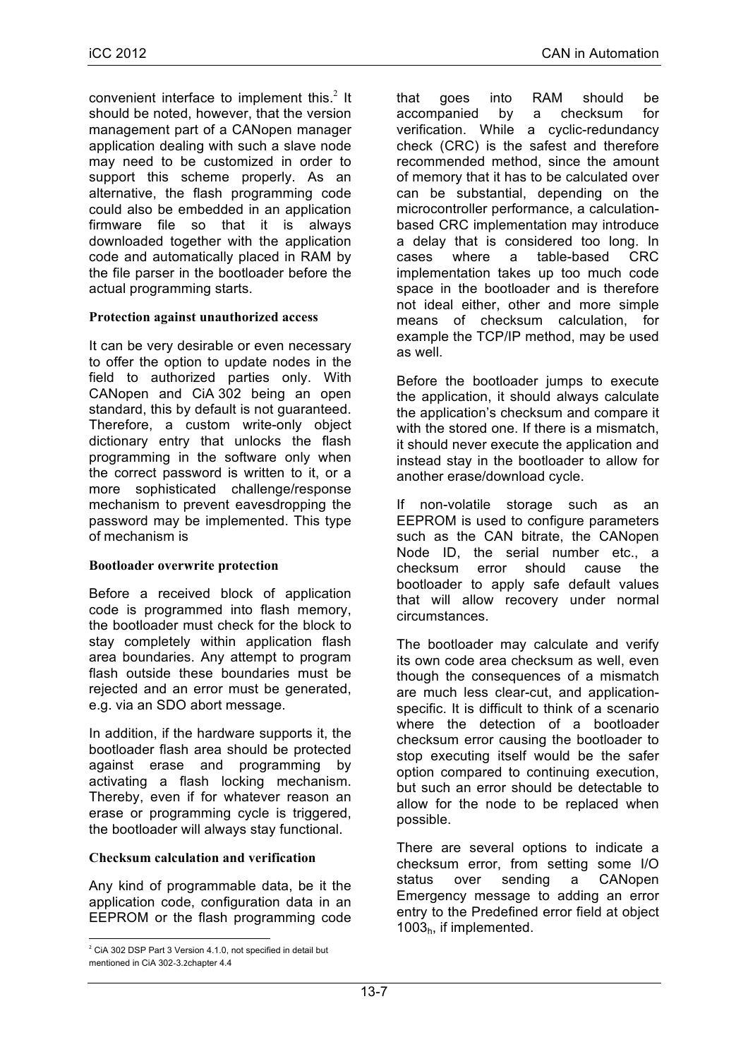convenient interface to implement this.[2] It should be noted, however, that the version management part of a CANopen manager application dealing with such a slave node may need to be customized in order to support this scheme properly. As an alternative, the flash programming code could also be embedded in an application firmware file so that it is always downloaded together with the application code and automatically placed in RAM by the file parser in the bootloader before the actual programming starts.

### Protection against unauthorized access

It can be very desirable or even necessary to offer the option to update nodes in the field to authorized parties only. With CANopen and CiA 302 being an open standard, this by default is not guaranteed. Therefore, a custom write-only object dictionary entry that unlocks the flash programming in the software only when the correct password is written to it, or a more sophisticated challenge/response mechanism to prevent eavesdropping the password may be implemented. This type of mechanism is

### Bootloader overwrite protection

Before a received block of application code is programmed into flash memory, the bootloader must check for the block to stay completely within application flash area boundaries. Any attempt to program flash outside these boundaries must be rejected and an error must be generated, e.g. via an SDO abort message.

In addition, if the hardware supports it, the bootloader flash area should be protected against erase and programming by activating a flash locking mechanism. Thereby, even if for whatever reason an erase or programming cycle is triggered, the bootloader will always stay functional.

### Checksum calculation and verification

Any kind of programmable data, be it the application code, configuration data in an EEPROM or the flash programming code that goes into RAM should be accompanied by a checksum for verification. While a cyclic-redundancy check (CRC) is the safest and therefore recommended method, since the amount of memory that it has to be calculated over can be substantial, depending on the microcontroller performance, a calculation-based CRC implementation may introduce a delay that is considered too long. In cases where a table-based CRC implementation takes up too much code space in the bootloader and is therefore not ideal either, other and more simple means of checksum calculation, for example the TCP/IP method, may be used as well.

Before the bootloader jumps to execute the application, it should always calculate the application's checksum and compare it with the stored one. If there is a mismatch, it should never execute the application and instead stay in the bootloader to allow for another erase/download cycle.

If non-volatile storage such as an EEPROM is used to configure parameters such as the CAN bitrate, the CANopen Node ID, the serial number etc., a checksum error should cause the bootloader to apply safe default values that will allow recovery under normal circumstances.

The bootloader may calculate and verify its own code area checksum as well, even though the consequences of a mismatch are much less clear-cut, and application-specific. It is difficult to think of a scenario where the detection of a bootloader checksum error causing the bootloader to stop executing itself would be the safer option compared to continuing execution, but such an error should be detectable to allow for the node to be replaced when possible.

There are several options to indicate a checksum error, from setting some I/O status over sending a CANopen Emergency message to adding an error entry to the Predefined error field at object $1003_h$, if implemented.

[2] CiA 302 DSP Part 3 Version 4.1.0, not specified in detail but mentioned in CiA 302-3.2chapter 4.4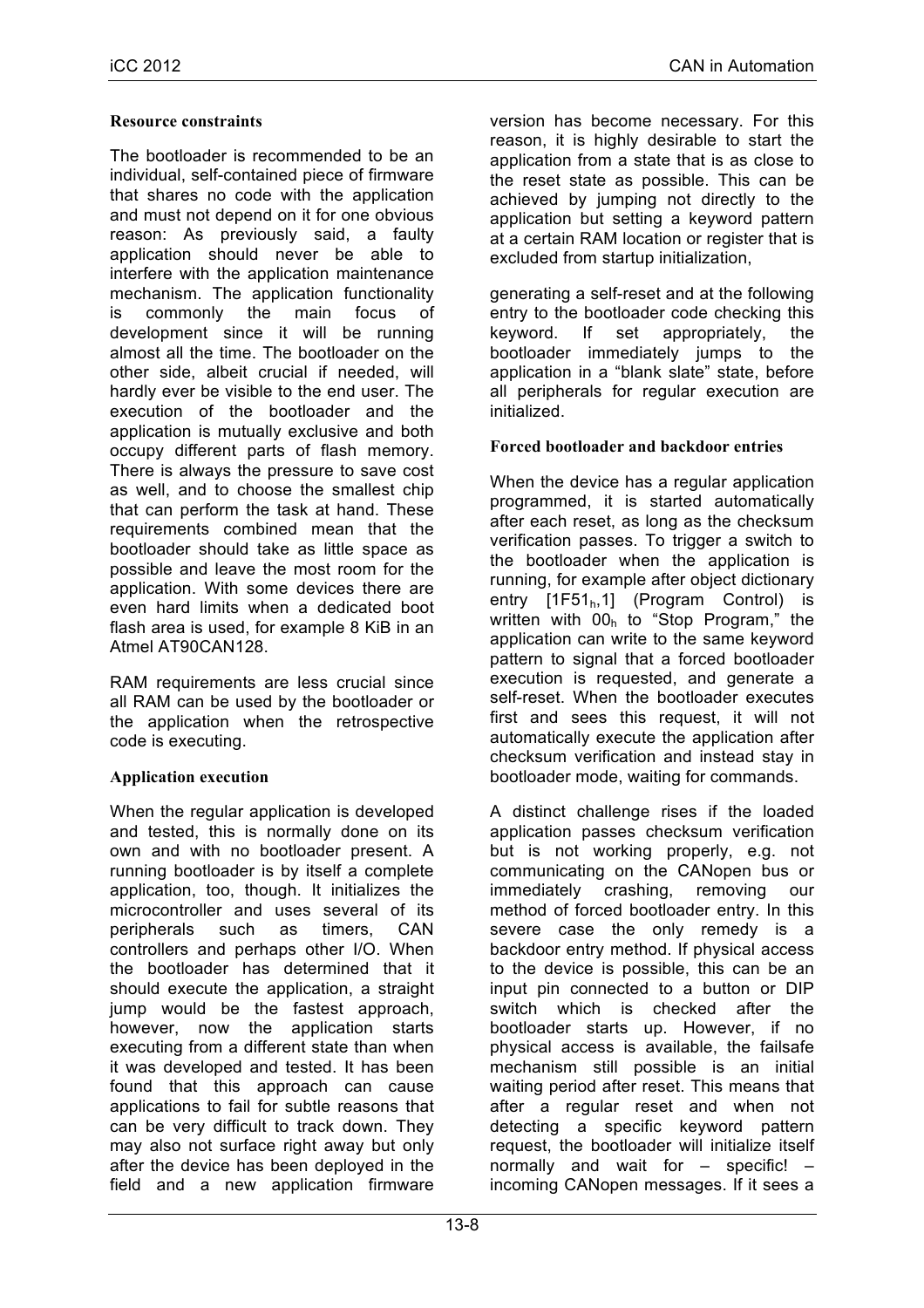### Resource constraints

The bootloader is recommended to be an individual, self-contained piece of firmware that shares no code with the application and must not depend on it for one obvious reason: As previously said, a faulty application should never be able to interfere with the application maintenance mechanism. The application functionality is commonly the main focus of development since it will be running almost all the time. The bootloader on the other side, albeit crucial if needed, will hardly ever be visible to the end user. The execution of the bootloader and the application is mutually exclusive and both occupy different parts of flash memory. There is always the pressure to save cost as well, and to choose the smallest chip that can perform the task at hand. These requirements combined mean that the bootloader should take as little space as possible and leave the most room for the application. With some devices there are even hard limits when a dedicated boot flash area is used, for example 8 KiB in an Atmel AT90CAN128.

RAM requirements are less crucial since all RAM can be used by the bootloader or the application when the retrospective code is executing.

### Application execution

When the regular application is developed and tested, this is normally done on its own and with no bootloader present. A running bootloader is by itself a complete application, too, though. It initializes the microcontroller and uses several of its peripherals such as timers, CAN controllers and perhaps other I/O. When the bootloader has determined that it should execute the application, a straight jump would be the fastest approach, however, now the application starts executing from a different state than when it was developed and tested. It has been found that this approach can cause applications to fail for subtle reasons that can be very difficult to track down. They may also not surface right away but only after the device has been deployed in the field and a new application firmware version has become necessary. For this reason, it is highly desirable to start the application from a state that is as close to the reset state as possible. This can be achieved by jumping not directly to the application but setting a keyword pattern at a certain RAM location or register that is excluded from startup initialization,

generating a self-reset and at the following entry to the bootloader code checking this keyword. If set appropriately, the bootloader immediately jumps to the application in a "blank slate" state, before all peripherals for regular execution are initialized.

### Forced bootloader and backdoor entries

When the device has a regular application programmed, it is started automatically after each reset, as long as the checksum verification passes. To trigger a switch to the bootloader when the application is running, for example after object dictionary entry [$1F51_h$,1] (Program Control) is written with $00_h$ to "Stop Program," the application can write to the same keyword pattern to signal that a forced bootloader execution is requested, and generate a self-reset. When the bootloader executes first and sees this request, it will not automatically execute the application after checksum verification and instead stay in bootloader mode, waiting for commands.

A distinct challenge rises if the loaded application passes checksum verification but is not working properly, e.g. not communicating on the CANopen bus or immediately crashing, removing our method of forced bootloader entry. In this severe case the only remedy is a backdoor entry method. If physical access to the device is possible, this can be an input pin connected to a button or DIP switch which is checked after the bootloader starts up. However, if no physical access is available, the failsafe mechanism still possible is an initial waiting period after reset. This means that after a regular reset and when not detecting a specific keyword pattern request, the bootloader will initialize itself normally and wait for – specific! – incoming CANopen messages. If it sees a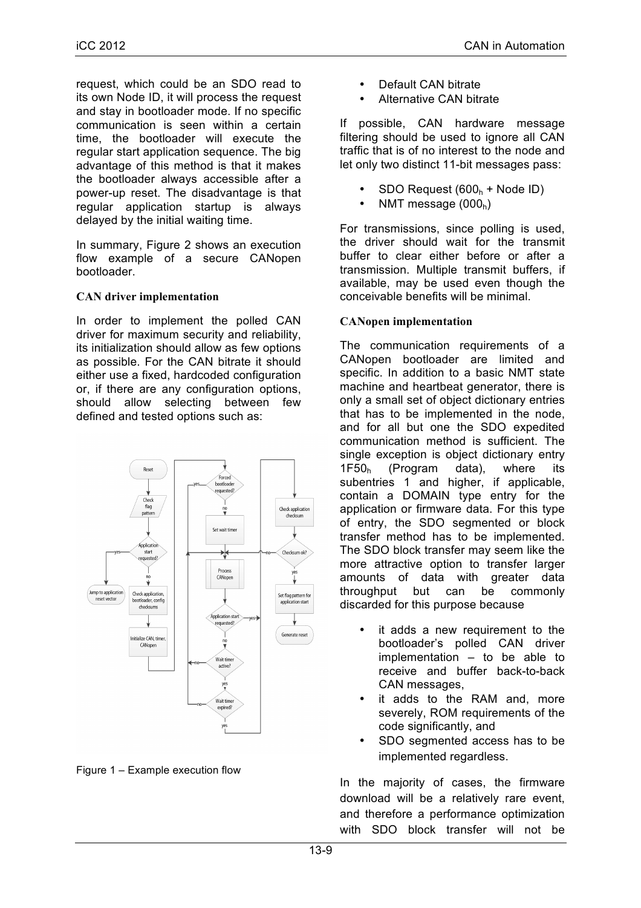request, which could be an SDO read to its own Node ID, it will process the request and stay in bootloader mode. If no specific communication is seen within a certain time, the bootloader will execute the regular start application sequence. The big advantage of this method is that it makes the bootloader always accessible after a power-up reset. The disadvantage is that regular application startup is always delayed by the initial waiting time.

In summary, Figure 2 shows an execution flow example of a secure CANopen bootloader.

### CAN driver implementation

In order to implement the polled CAN driver for maximum security and reliability, its initialization should allow as few options as possible. For the CAN bitrate it should either use a fixed, hardcoded configuration or, if there are any configuration options, should allow selecting between few defined and tested options such as:

Figure 1 – Example execution flow

- Default CAN bitrate
- Alternative CAN bitrate

If possible, CAN hardware message filtering should be used to ignore all CAN traffic that is of no interest to the node and let only two distinct 11-bit messages pass:

- SDO Request ($600_h$ + Node ID)
- NMT message ($000_h$)

For transmissions, since polling is used, the driver should wait for the transmit buffer to clear either before or after a transmission. Multiple transmit buffers, if available, may be used even though the conceivable benefits will be minimal.

### CANopen implementation

The communication requirements of a CANopen bootloader are limited and specific. In addition to a basic NMT state machine and heartbeat generator, there is only a small set of object dictionary entries that has to be implemented in the node, and for all but one the SDO expedited communication method is sufficient. The single exception is object dictionary entry $1F50_h$ (Program data), where its subentries 1 and higher, if applicable, contain a DOMAIN type entry for the application or firmware data. For this type of entry, the SDO segmented or block transfer method has to be implemented. The SDO block transfer may seem like the more attractive option to transfer larger amounts of data with greater data throughput but can be commonly discarded for this purpose because

- it adds a new requirement to the bootloader's polled CAN driver implementation – to be able to receive and buffer back-to-back CAN messages,
- it adds to the RAM and, more severely, ROM requirements of the code significantly, and
- SDO segmented access has to be implemented regardless.

In the majority of cases, the firmware download will be a relatively rare event, and therefore a performance optimization with SDO block transfer will not be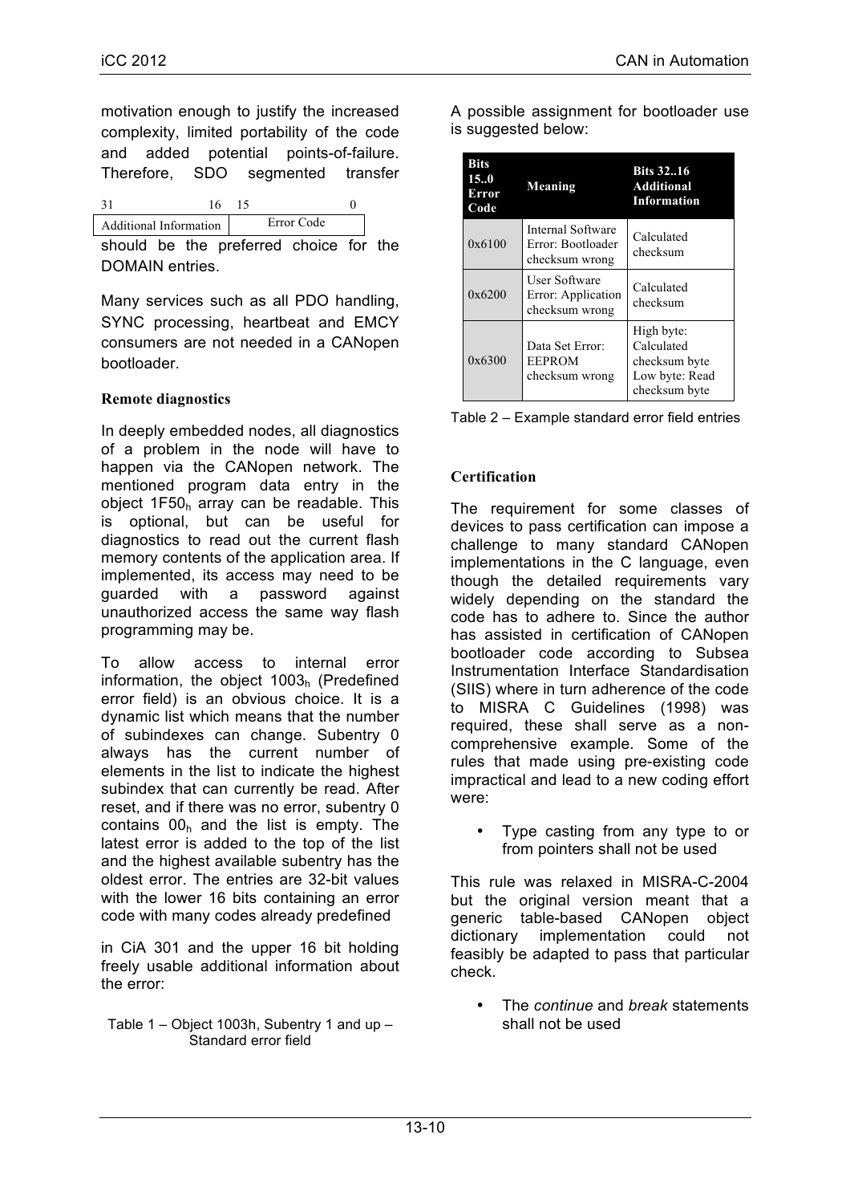motivation enough to justify the increased complexity, limited portability of the code and added potential points-of-failure. Therefore, SDO segmented transfer should be the preferred choice for the DOMAIN entries.

Many services such as all PDO handling, SYNC processing, heartbeat and EMCY consumers are not needed in a CANopen bootloader.

### Remote diagnostics

In deeply embedded nodes, all diagnostics of a problem in the node will have to happen via the CANopen network. The mentioned program data entry in the object $1F50_h$ array can be readable. This is optional, but can be useful for diagnostics to read out the current flash memory contents of the application area. If implemented, its access may need to be guarded with a password against unauthorized access the same way flash programming may be.

To allow access to internal error information, the object $1003_h$ (Predefined error field) is an obvious choice. It is a dynamic list which means that the number of subindexes can change. Subentry 0 always has the current number of elements in the list to indicate the highest subindex that can currently be read. After reset, and if there was no error, subentry 0 contains $00_h$ and the list is empty. The latest error is added to the top of the list and the highest available subentry has the oldest error. The entries are 32-bit values with the lower 16 bits containing an error code with many codes already predefined in CiA 301 and the upper 16 bit holding freely usable additional information about the error:

| 31 ... 16 | 15 ... 0 |
|---|---|
| Additional Information | Error Code |

Table 1 – Object 1003h, Subentry 1 and up – Standard error field

A possible assignment for bootloader use is suggested below:

| Bits 15..0 Error Code | Meaning | Bits 32..16 Additional Information |
|---|---|---|
| 0x6100 | Internal Software Error: Bootloader checksum wrong | Calculated checksum |
| 0x6200 | User Software Error: Application checksum wrong | Calculated checksum |
| 0x6300 | Data Set Error: EEPROM checksum wrong | High byte: Calculated checksum byte Low byte: Read checksum byte |

Table 2 – Example standard error field entries

### Certification

The requirement for some classes of devices to pass certification can impose a challenge to many standard CANopen implementations in the C language, even though the detailed requirements vary widely depending on the standard the code has to adhere to. Since the author has assisted in certification of CANopen bootloader code according to Subsea Instrumentation Interface Standardisation (SIIS) where in turn adherence of the code to MISRA C Guidelines (1998) was required, these shall serve as a non-comprehensive example. Some of the rules that made using pre-existing code impractical and lead to a new coding effort were:

- Type casting from any type to or from pointers shall not be used

This rule was relaxed in MISRA-C-2004 but the original version meant that a generic table-based CANopen object dictionary implementation could not feasibly be adapted to pass that particular check.

- The *continue* and *break* statements shall not be used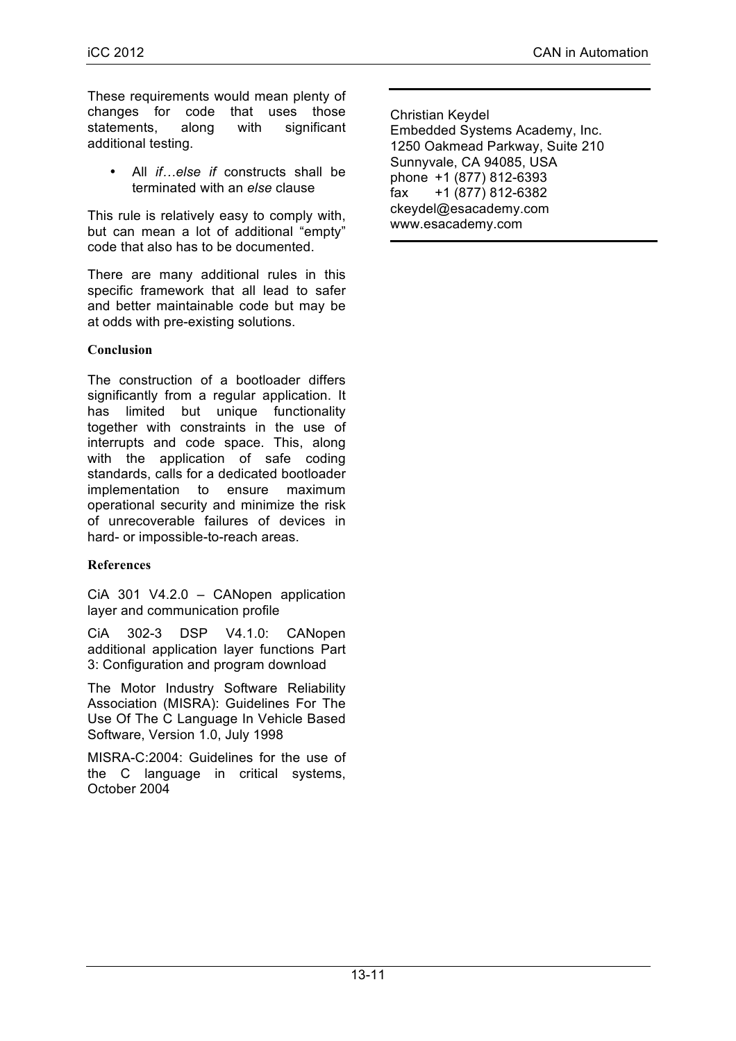These requirements would mean plenty of changes for code that uses those statements, along with significant additional testing.

- All *if…else if* constructs shall be terminated with an *else* clause

This rule is relatively easy to comply with, but can mean a lot of additional "empty" code that also has to be documented.

There are many additional rules in this specific framework that all lead to safer and better maintainable code but may be at odds with pre-existing solutions.

### Conclusion

The construction of a bootloader differs significantly from a regular application. It has limited but unique functionality together with constraints in the use of interrupts and code space. This, along with the application of safe coding standards, calls for a dedicated bootloader implementation to ensure maximum operational security and minimize the risk of unrecoverable failures of devices in hard- or impossible-to-reach areas.

### References

CiA 301 V4.2.0 – CANopen application layer and communication profile

CiA 302-3 DSP V4.1.0: CANopen additional application layer functions Part 3: Configuration and program download

The Motor Industry Software Reliability Association (MISRA): Guidelines For The Use Of The C Language In Vehicle Based Software, Version 1.0, July 1998

MISRA-C:2004: Guidelines for the use of the C language in critical systems, October 2004

---

Christian Keydel
Embedded Systems Academy, Inc.
1250 Oakmead Parkway, Suite 210
Sunnyvale, CA 94085, USA
phone +1 (877) 812-6393
fax +1 (877) 812-6382
ckeydel@esacademy.com
www.esacademy.com

---